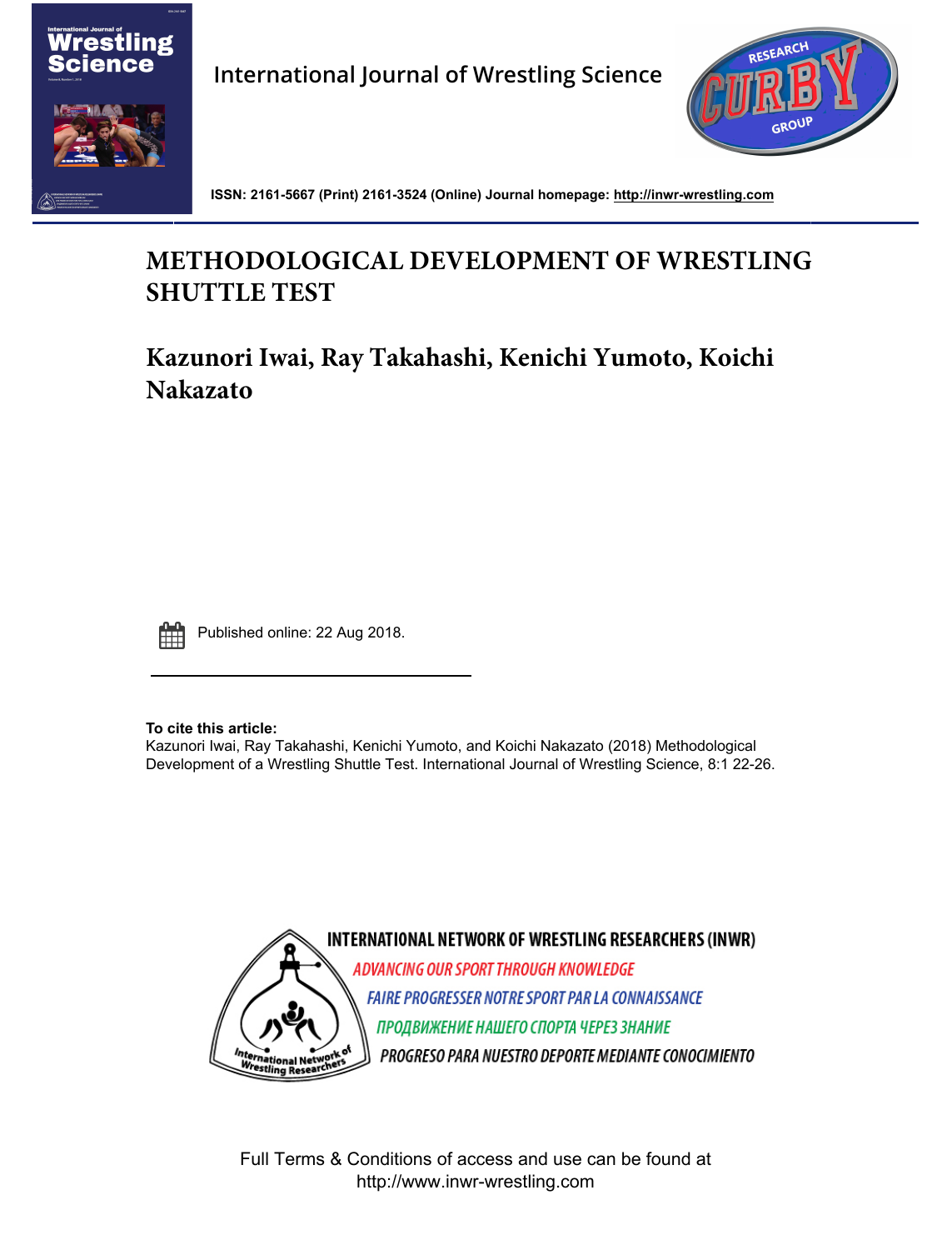International Journal of Wrestling Science

ISSN: 2161-5667 (Print) 2161-3524 (Online) Journal homepage: http://inwr-wrestling.com

# METHODOLOGICAL DEVELOPMENT OF WRESTLING SHUTTLE TEST

## Kazunori Iwai, Ray Takahashi, Kenichi Yumoto, Koichi Nakazato

Published online: 22 Aug 2018.

**To cite this article:**
Kazunori Iwai, Ray Takahashi, Kenichi Yumoto, and Koichi Nakazato (2018) Methodological Development of a Wrestling Shuttle Test. International Journal of Wrestling Science, 8:1 22-26.

INTERNATIONAL NETWORK OF WRESTLING RESEARCHERS (INWR)

ADVANCING OUR SPORT THROUGH KNOWLEDGE

FAIRE PROGRESSER NOTRE SPORT PAR LA CONNAISSANCE

ПРОДВИЖЕНИЕ НАШЕГО СПОРТА ЧЕРЕЗ ЗНАНИЕ

PROGRESO PARA NUESTRO DEPORTE MEDIANTE CONOCIMIENTO

Full Terms & Conditions of access and use can be found at http://www.inwr-wrestling.com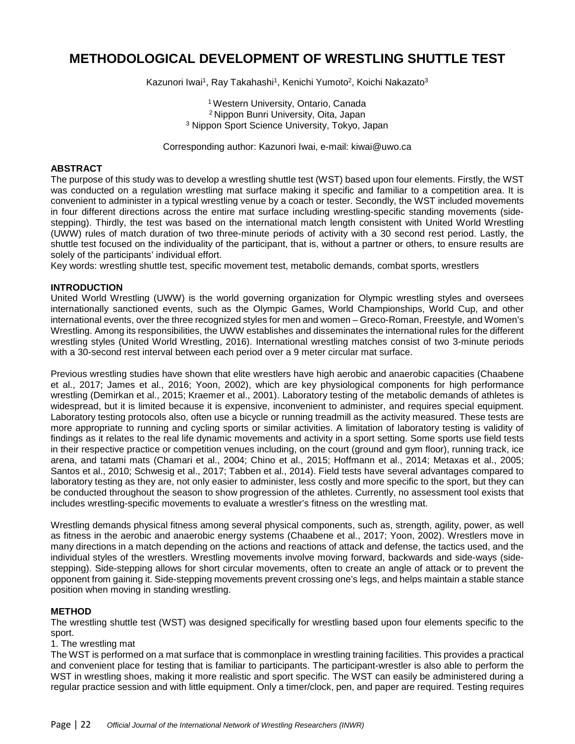# METHODOLOGICAL DEVELOPMENT OF WRESTLING SHUTTLE TEST

Kazunori Iwai[1], Ray Takahashi[1], Kenichi Yumoto[2], Koichi Nakazato[3]

[1] Western University, Ontario, Canada
[2] Nippon Bunri University, Oita, Japan
[3] Nippon Sport Science University, Tokyo, Japan

Corresponding author: Kazunori Iwai, e-mail: kiwai@uwo.ca

## ABSTRACT

The purpose of this study was to develop a wrestling shuttle test (WST) based upon four elements. Firstly, the WST was conducted on a regulation wrestling mat surface making it specific and familiar to a competition area. It is convenient to administer in a typical wrestling venue by a coach or tester. Secondly, the WST included movements in four different directions across the entire mat surface including wrestling-specific standing movements (side-stepping). Thirdly, the test was based on the international match length consistent with United World Wrestling (UWW) rules of match duration of two three-minute periods of activity with a 30 second rest period. Lastly, the shuttle test focused on the individuality of the participant, that is, without a partner or others, to ensure results are solely of the participants' individual effort.

Key words: wrestling shuttle test, specific movement test, metabolic demands, combat sports, wrestlers

## INTRODUCTION

United World Wrestling (UWW) is the world governing organization for Olympic wrestling styles and oversees internationally sanctioned events, such as the Olympic Games, World Championships, World Cup, and other international events, over the three recognized styles for men and women – Greco-Roman, Freestyle, and Women's Wrestling. Among its responsibilities, the UWW establishes and disseminates the international rules for the different wrestling styles (United World Wrestling, 2016). International wrestling matches consist of two 3-minute periods with a 30-second rest interval between each period over a 9 meter circular mat surface.

Previous wrestling studies have shown that elite wrestlers have high aerobic and anaerobic capacities (Chaabene et al., 2017; James et al., 2016; Yoon, 2002), which are key physiological components for high performance wrestling (Demirkan et al., 2015; Kraemer et al., 2001). Laboratory testing of the metabolic demands of athletes is widespread, but it is limited because it is expensive, inconvenient to administer, and requires special equipment. Laboratory testing protocols also, often use a bicycle or running treadmill as the activity measured. These tests are more appropriate to running and cycling sports or similar activities. A limitation of laboratory testing is validity of findings as it relates to the real life dynamic movements and activity in a sport setting. Some sports use field tests in their respective practice or competition venues including, on the court (ground and gym floor), running track, ice arena, and tatami mats (Chamari et al., 2004; Chino et al., 2015; Hoffmann et al., 2014; Metaxas et al., 2005; Santos et al., 2010; Schwesig et al., 2017; Tabben et al., 2014). Field tests have several advantages compared to laboratory testing as they are, not only easier to administer, less costly and more specific to the sport, but they can be conducted throughout the season to show progression of the athletes. Currently, no assessment tool exists that includes wrestling-specific movements to evaluate a wrestler's fitness on the wrestling mat.

Wrestling demands physical fitness among several physical components, such as, strength, agility, power, as well as fitness in the aerobic and anaerobic energy systems (Chaabene et al., 2017; Yoon, 2002). Wrestlers move in many directions in a match depending on the actions and reactions of attack and defense, the tactics used, and the individual styles of the wrestlers. Wrestling movements involve moving forward, backwards and side-ways (side-stepping). Side-stepping allows for short circular movements, often to create an angle of attack or to prevent the opponent from gaining it. Side-stepping movements prevent crossing one's legs, and helps maintain a stable stance position when moving in standing wrestling.

## METHOD

The wrestling shuttle test (WST) was designed specifically for wrestling based upon four elements specific to the sport.

1. The wrestling mat

The WST is performed on a mat surface that is commonplace in wrestling training facilities. This provides a practical and convenient place for testing that is familiar to participants. The participant-wrestler is also able to perform the WST in wrestling shoes, making it more realistic and sport specific. The WST can easily be administered during a regular practice session and with little equipment. Only a timer/clock, pen, and paper are required. Testing requires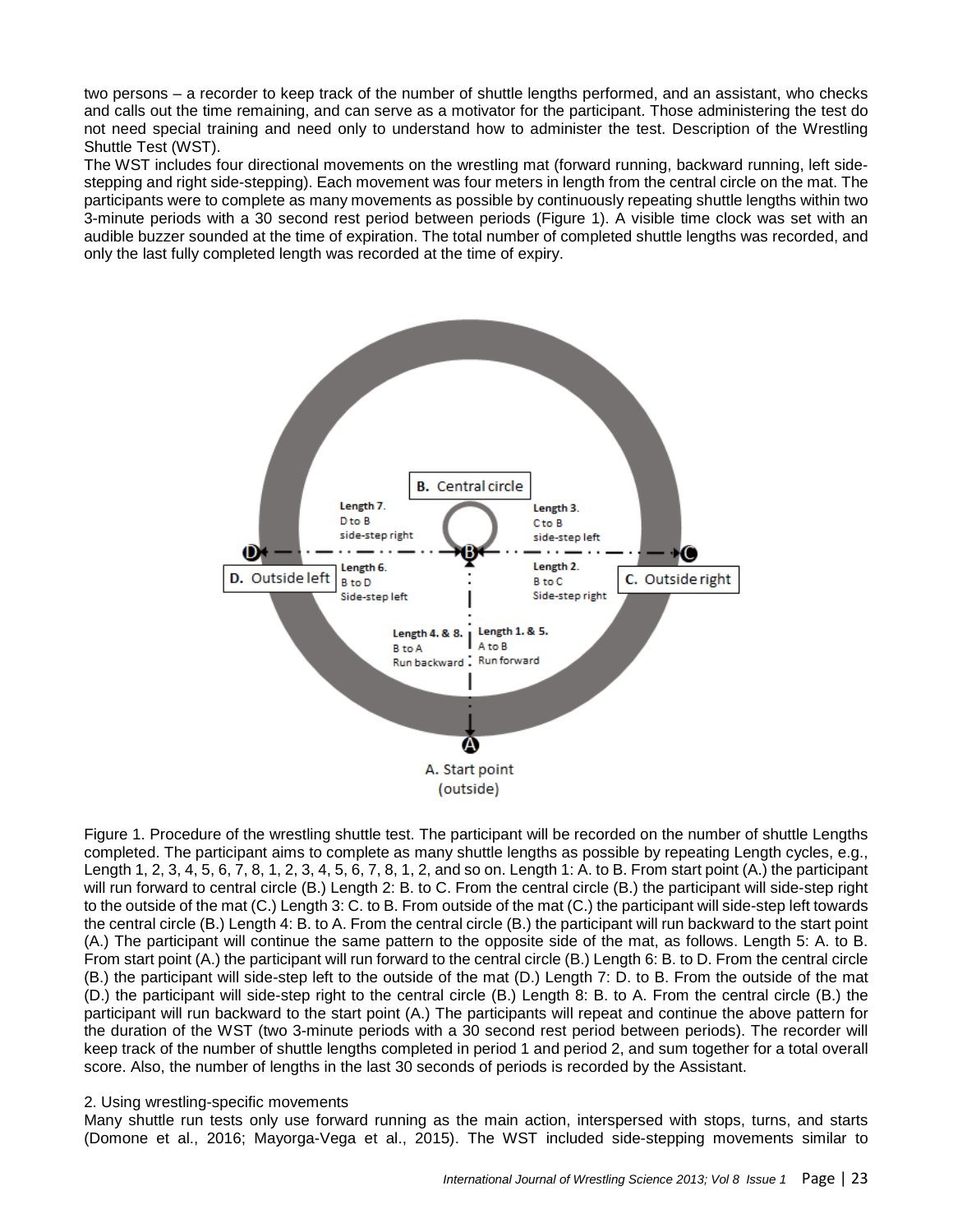two persons – a recorder to keep track of the number of shuttle lengths performed, and an assistant, who checks and calls out the time remaining, and can serve as a motivator for the participant. Those administering the test do not need special training and need only to understand how to administer the test. Description of the Wrestling Shuttle Test (WST).

The WST includes four directional movements on the wrestling mat (forward running, backward running, left side-stepping and right side-stepping). Each movement was four meters in length from the central circle on the mat. The participants were to complete as many movements as possible by continuously repeating shuttle lengths within two 3-minute periods with a 30 second rest period between periods (Figure 1). A visible time clock was set with an audible buzzer sounded at the time of expiration. The total number of completed shuttle lengths was recorded, and only the last fully completed length was recorded at the time of expiry.

Figure 1. Procedure of the wrestling shuttle test. The participant will be recorded on the number of shuttle Lengths completed. The participant aims to complete as many shuttle lengths as possible by repeating Length cycles, e.g., Length 1, 2, 3, 4, 5, 6, 7, 8, 1, 2, 3, 4, 5, 6, 7, 8, 1, 2, and so on. Length 1: A. to B. From start point (A.) the participant will run forward to central circle (B.) Length 2: B. to C. From the central circle (B.) the participant will side-step right to the outside of the mat (C.) Length 3: C. to B. From outside of the mat (C.) the participant will side-step left towards the central circle (B.) Length 4: B. to A. From the central circle (B.) the participant will run backward to the start point (A.) The participant will continue the same pattern to the opposite side of the mat, as follows. Length 5: A. to B. From start point (A.) the participant will run forward to the central circle (B.) Length 6: B. to D. From the central circle (B.) the participant will side-step left to the outside of the mat (D.) Length 7: D. to B. From the outside of the mat (D.) the participant will side-step right to the central circle (B.) Length 8: B. to A. From the central circle (B.) the participant will run backward to the start point (A.) The participants will repeat and continue the above pattern for the duration of the WST (two 3-minute periods with a 30 second rest period between periods). The recorder will keep track of the number of shuttle lengths completed in period 1 and period 2, and sum together for a total overall score. Also, the number of lengths in the last 30 seconds of periods is recorded by the Assistant.

2. Using wrestling-specific movements

Many shuttle run tests only use forward running as the main action, interspersed with stops, turns, and starts (Domone et al., 2016; Mayorga-Vega et al., 2015). The WST included side-stepping movements similar to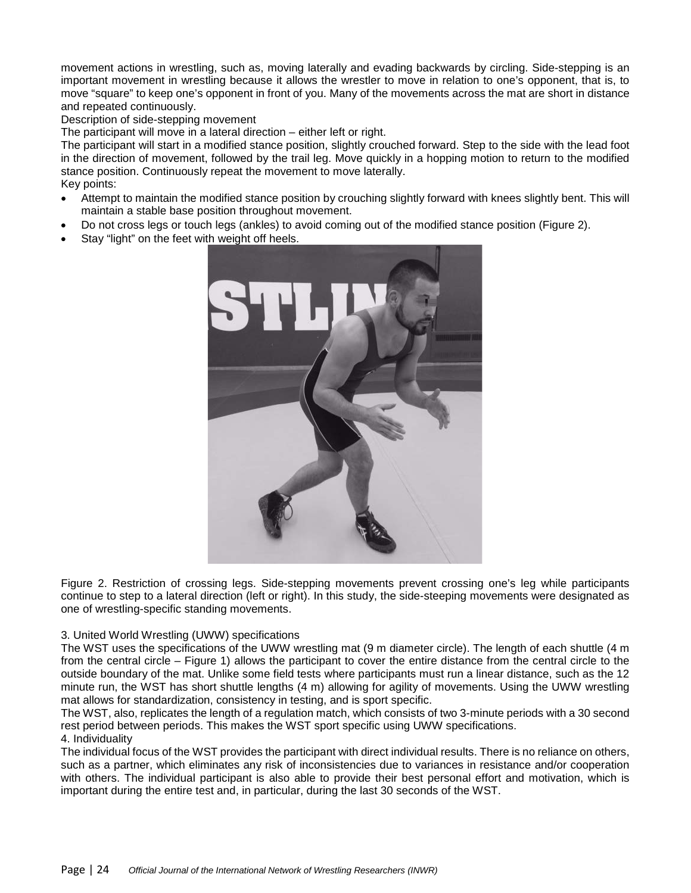movement actions in wrestling, such as, moving laterally and evading backwards by circling. Side-stepping is an important movement in wrestling because it allows the wrestler to move in relation to one's opponent, that is, to move "square" to keep one's opponent in front of you. Many of the movements across the mat are short in distance and repeated continuously.

Description of side-stepping movement

The participant will move in a lateral direction – either left or right.

The participant will start in a modified stance position, slightly crouched forward. Step to the side with the lead foot in the direction of movement, followed by the trail leg. Move quickly in a hopping motion to return to the modified stance position. Continuously repeat the movement to move laterally.

Key points:

- Attempt to maintain the modified stance position by crouching slightly forward with knees slightly bent. This will maintain a stable base position throughout movement.
- Do not cross legs or touch legs (ankles) to avoid coming out of the modified stance position (Figure 2).
- Stay "light" on the feet with weight off heels.

Figure 2. Restriction of crossing legs. Side-stepping movements prevent crossing one's leg while participants continue to step to a lateral direction (left or right). In this study, the side-steeping movements were designated as one of wrestling-specific standing movements.

3. United World Wrestling (UWW) specifications

The WST uses the specifications of the UWW wrestling mat (9 m diameter circle). The length of each shuttle (4 m from the central circle – Figure 1) allows the participant to cover the entire distance from the central circle to the outside boundary of the mat. Unlike some field tests where participants must run a linear distance, such as the 12 minute run, the WST has short shuttle lengths (4 m) allowing for agility of movements. Using the UWW wrestling mat allows for standardization, consistency in testing, and is sport specific.

The WST, also, replicates the length of a regulation match, which consists of two 3-minute periods with a 30 second rest period between periods. This makes the WST sport specific using UWW specifications.

4. Individuality

The individual focus of the WST provides the participant with direct individual results. There is no reliance on others, such as a partner, which eliminates any risk of inconsistencies due to variances in resistance and/or cooperation with others. The individual participant is also able to provide their best personal effort and motivation, which is important during the entire test and, in particular, during the last 30 seconds of the WST.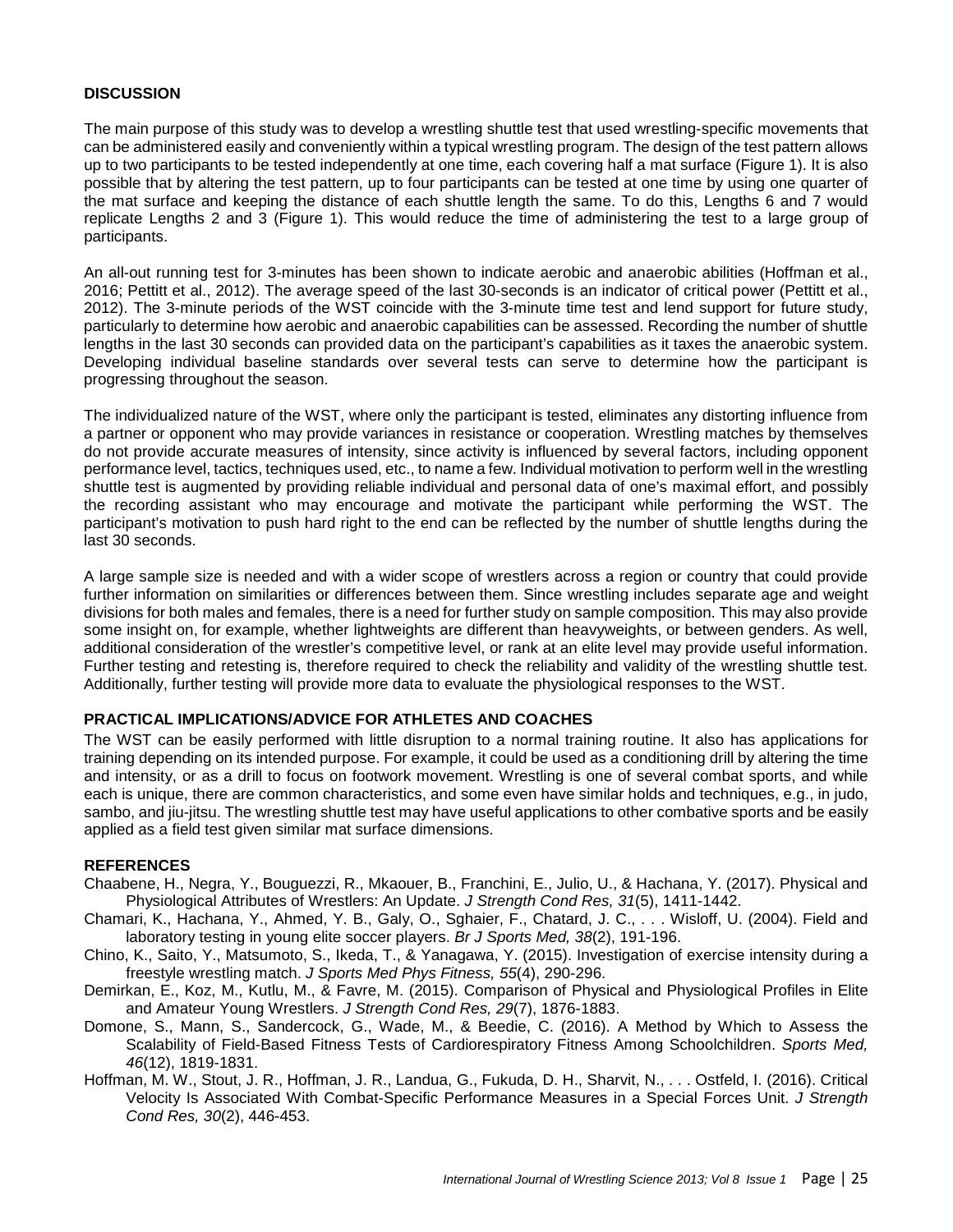## DISCUSSION

The main purpose of this study was to develop a wrestling shuttle test that used wrestling-specific movements that can be administered easily and conveniently within a typical wrestling program. The design of the test pattern allows up to two participants to be tested independently at one time, each covering half a mat surface (Figure 1). It is also possible that by altering the test pattern, up to four participants can be tested at one time by using one quarter of the mat surface and keeping the distance of each shuttle length the same. To do this, Lengths 6 and 7 would replicate Lengths 2 and 3 (Figure 1). This would reduce the time of administering the test to a large group of participants.

An all-out running test for 3-minutes has been shown to indicate aerobic and anaerobic abilities (Hoffman et al., 2016; Pettitt et al., 2012). The average speed of the last 30-seconds is an indicator of critical power (Pettitt et al., 2012). The 3-minute periods of the WST coincide with the 3-minute time test and lend support for future study, particularly to determine how aerobic and anaerobic capabilities can be assessed. Recording the number of shuttle lengths in the last 30 seconds can provided data on the participant's capabilities as it taxes the anaerobic system. Developing individual baseline standards over several tests can serve to determine how the participant is progressing throughout the season.

The individualized nature of the WST, where only the participant is tested, eliminates any distorting influence from a partner or opponent who may provide variances in resistance or cooperation. Wrestling matches by themselves do not provide accurate measures of intensity, since activity is influenced by several factors, including opponent performance level, tactics, techniques used, etc., to name a few. Individual motivation to perform well in the wrestling shuttle test is augmented by providing reliable individual and personal data of one's maximal effort, and possibly the recording assistant who may encourage and motivate the participant while performing the WST. The participant's motivation to push hard right to the end can be reflected by the number of shuttle lengths during the last 30 seconds.

A large sample size is needed and with a wider scope of wrestlers across a region or country that could provide further information on similarities or differences between them. Since wrestling includes separate age and weight divisions for both males and females, there is a need for further study on sample composition. This may also provide some insight on, for example, whether lightweights are different than heavyweights, or between genders. As well, additional consideration of the wrestler's competitive level, or rank at an elite level may provide useful information. Further testing and retesting is, therefore required to check the reliability and validity of the wrestling shuttle test. Additionally, further testing will provide more data to evaluate the physiological responses to the WST.

## PRACTICAL IMPLICATIONS/ADVICE FOR ATHLETES AND COACHES

The WST can be easily performed with little disruption to a normal training routine. It also has applications for training depending on its intended purpose. For example, it could be used as a conditioning drill by altering the time and intensity, or as a drill to focus on footwork movement. Wrestling is one of several combat sports, and while each is unique, there are common characteristics, and some even have similar holds and techniques, e.g., in judo, sambo, and jiu-jitsu. The wrestling shuttle test may have useful applications to other combative sports and be easily applied as a field test given similar mat surface dimensions.

## REFERENCES

Chaabene, H., Negra, Y., Bouguezzi, R., Mkaouer, B., Franchini, E., Julio, U., & Hachana, Y. (2017). Physical and Physiological Attributes of Wrestlers: An Update. *J Strength Cond Res, 31*(5), 1411-1442.

Chamari, K., Hachana, Y., Ahmed, Y. B., Galy, O., Sghaier, F., Chatard, J. C., . . . Wisloff, U. (2004). Field and laboratory testing in young elite soccer players. *Br J Sports Med, 38*(2), 191-196.

Chino, K., Saito, Y., Matsumoto, S., Ikeda, T., & Yanagawa, Y. (2015). Investigation of exercise intensity during a freestyle wrestling match. *J Sports Med Phys Fitness, 55*(4), 290-296.

Demirkan, E., Koz, M., Kutlu, M., & Favre, M. (2015). Comparison of Physical and Physiological Profiles in Elite and Amateur Young Wrestlers. *J Strength Cond Res, 29*(7), 1876-1883.

Domone, S., Mann, S., Sandercock, G., Wade, M., & Beedie, C. (2016). A Method by Which to Assess the Scalability of Field-Based Fitness Tests of Cardiorespiratory Fitness Among Schoolchildren. *Sports Med, 46*(12), 1819-1831.

Hoffman, M. W., Stout, J. R., Hoffman, J. R., Landua, G., Fukuda, D. H., Sharvit, N., . . . Ostfeld, I. (2016). Critical Velocity Is Associated With Combat-Specific Performance Measures in a Special Forces Unit. *J Strength Cond Res, 30*(2), 446-453.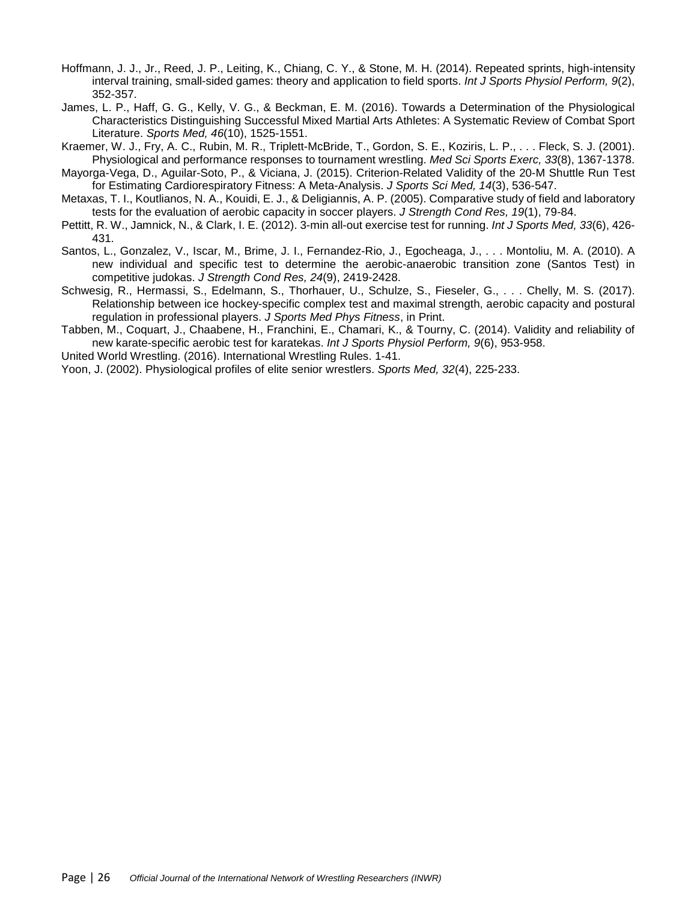Hoffmann, J. J., Jr., Reed, J. P., Leiting, K., Chiang, C. Y., & Stone, M. H. (2014). Repeated sprints, high-intensity interval training, small-sided games: theory and application to field sports. *Int J Sports Physiol Perform, 9*(2), 352-357.

James, L. P., Haff, G. G., Kelly, V. G., & Beckman, E. M. (2016). Towards a Determination of the Physiological Characteristics Distinguishing Successful Mixed Martial Arts Athletes: A Systematic Review of Combat Sport Literature. *Sports Med, 46*(10), 1525-1551.

Kraemer, W. J., Fry, A. C., Rubin, M. R., Triplett-McBride, T., Gordon, S. E., Koziris, L. P., . . . Fleck, S. J. (2001). Physiological and performance responses to tournament wrestling. *Med Sci Sports Exerc, 33*(8), 1367-1378.

Mayorga-Vega, D., Aguilar-Soto, P., & Viciana, J. (2015). Criterion-Related Validity of the 20-M Shuttle Run Test for Estimating Cardiorespiratory Fitness: A Meta-Analysis. *J Sports Sci Med, 14*(3), 536-547.

Metaxas, T. I., Koutlianos, N. A., Kouidi, E. J., & Deligiannis, A. P. (2005). Comparative study of field and laboratory tests for the evaluation of aerobic capacity in soccer players. *J Strength Cond Res, 19*(1), 79-84.

Pettitt, R. W., Jamnick, N., & Clark, I. E. (2012). 3-min all-out exercise test for running. *Int J Sports Med, 33*(6), 426-431.

Santos, L., Gonzalez, V., Iscar, M., Brime, J. I., Fernandez-Rio, J., Egocheaga, J., . . . Montoliu, M. A. (2010). A new individual and specific test to determine the aerobic-anaerobic transition zone (Santos Test) in competitive judokas. *J Strength Cond Res, 24*(9), 2419-2428.

Schwesig, R., Hermassi, S., Edelmann, S., Thorhauer, U., Schulze, S., Fieseler, G., . . . Chelly, M. S. (2017). Relationship between ice hockey-specific complex test and maximal strength, aerobic capacity and postural regulation in professional players. *J Sports Med Phys Fitness*, in Print.

Tabben, M., Coquart, J., Chaabene, H., Franchini, E., Chamari, K., & Tourny, C. (2014). Validity and reliability of new karate-specific aerobic test for karatekas. *Int J Sports Physiol Perform, 9*(6), 953-958.

United World Wrestling. (2016). International Wrestling Rules. 1-41.

Yoon, J. (2002). Physiological profiles of elite senior wrestlers. *Sports Med, 32*(4), 225-233.